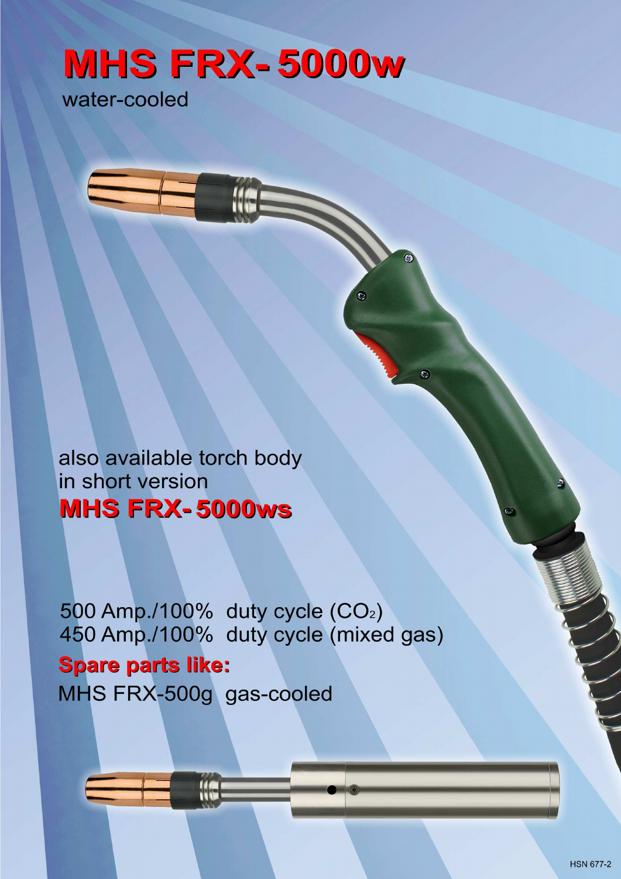# MHS FRX-5000w

water-cooled

also available torch body in short version

## MHS FRX-5000ws

500 Amp./100% duty cycle ($CO_2$)
450 Amp./100% duty cycle (mixed gas)

**Spare parts like:**

MHS FRX-500g gas-cooled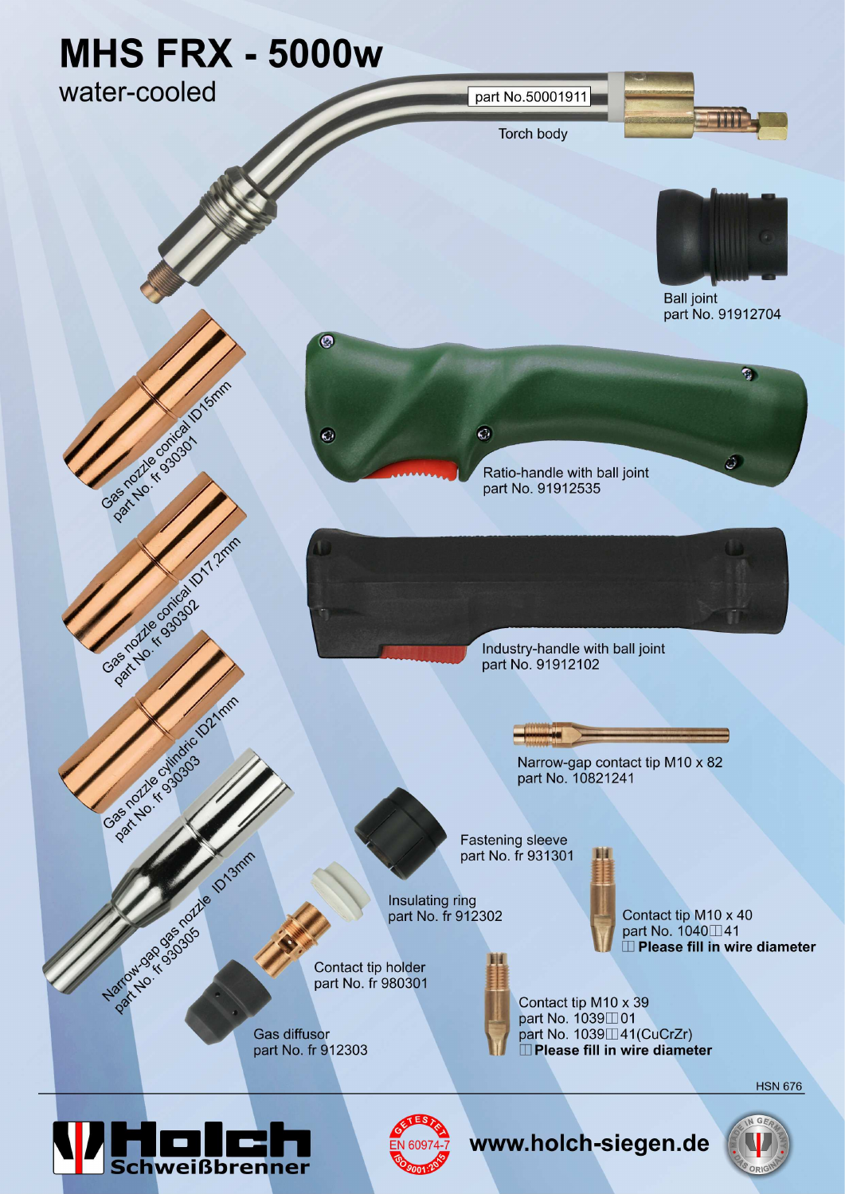# MHS FRX - 5000w

water-cooled

Torch body
part No.50001911

Ball joint
part No. 91912704

Ratio-handle with ball joint
part No. 91912535

Industry-handle with ball joint
part No. 91912102

Gas nozzle conical ID15mm
part No. fr 930301

Gas nozzle conical ID17,2mm
part No. fr 930302

Gas nozzle cylindric ID21mm
part No. fr 930303

Narrow-gap gas nozzle ID13mm
part No. fr 930305

Narrow-gap contact tip M10 x 82
part No. 10821241

Fastening sleeve
part No. fr 931301

Insulating ring
part No. fr 912302

Contact tip M10 x 40
part No. 1040□□41
**□□ Please fill in wire diameter**

Contact tip holder
part No. fr 980301

Gas diffusor
part No. fr 912303

Contact tip M10 x 39
part No. 1039□□01
part No. 1039□□41(CuCrZr)
**□□ Please fill in wire diameter**

HSN 676

Holch Schweißbrenner

www.holch-siegen.de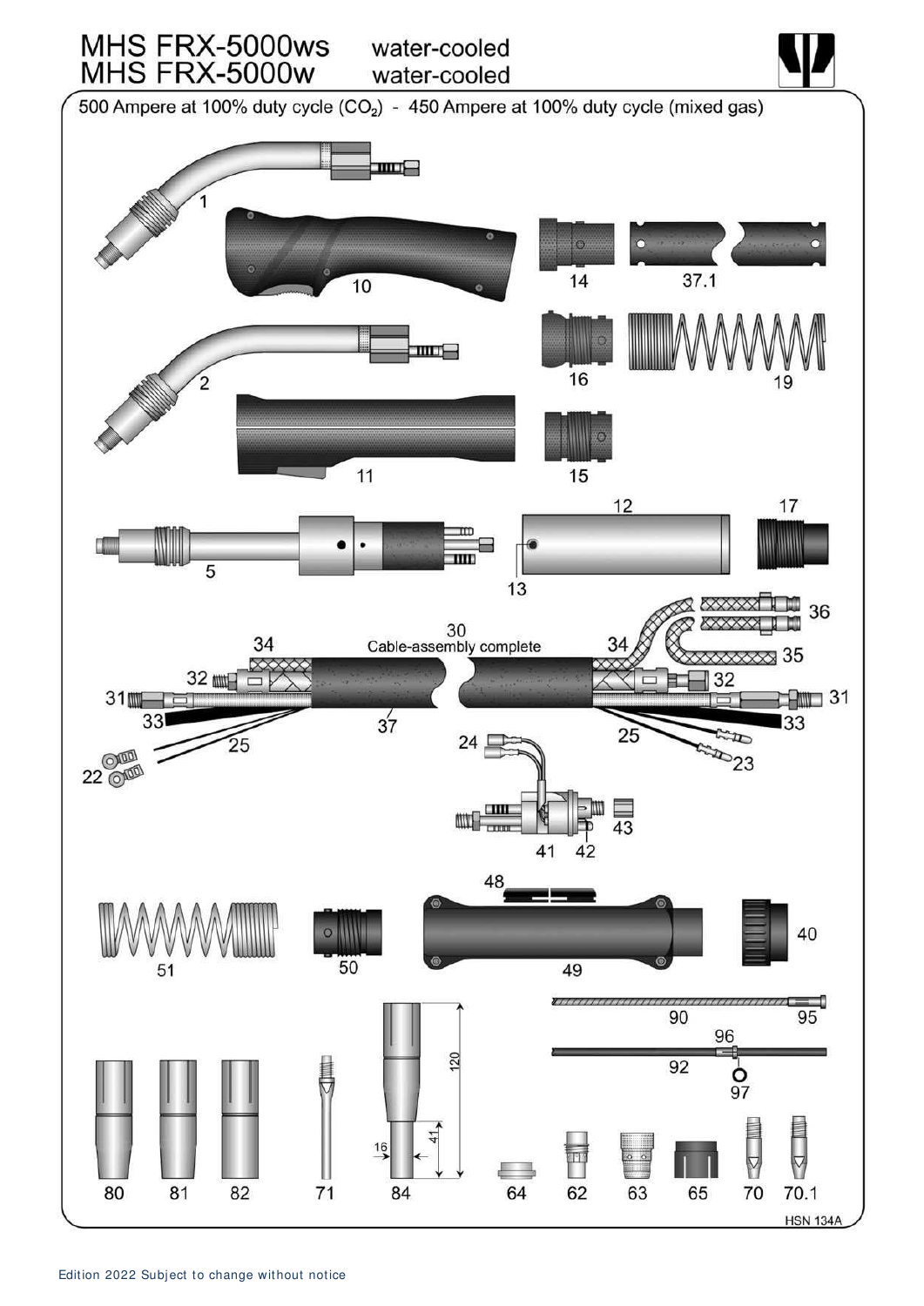# MHS FRX-5000ws water-cooled
# MHS FRX-5000w water-cooled

500 Ampere at 100% duty cycle ($CO_2$) - 450 Ampere at 100% duty cycle (mixed gas)

1, 10, 14, 37.1, 2, 16, 19, 11, 15, 5, 12, 13, 17

30 Cable-assembly complete

34, 36, 35, 32, 31, 33, 37, 25, 22, 24, 23, 41, 42, 43

48, 51, 50, 49, 40

90, 95, 96, 92, 97

80, 81, 82, 71, 84, 64, 62, 63, 65, 70, 70.1

120, 41, 16

HSN 134A

Edition 2022 Subject to change without notice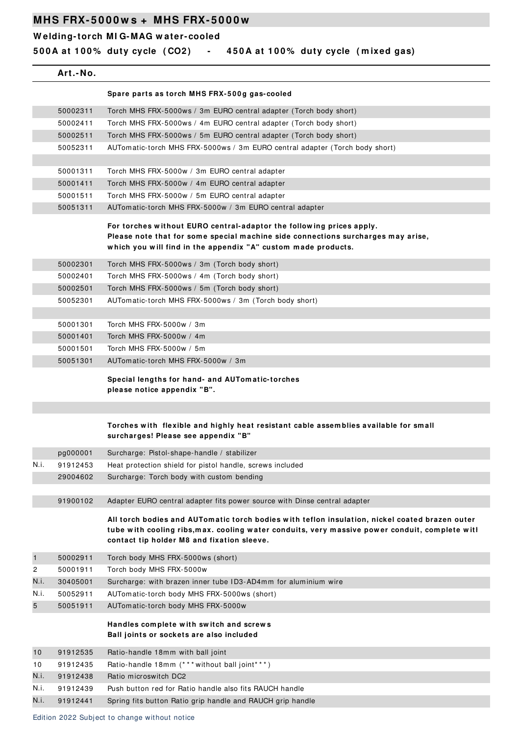# MHS FRX-5000ws + MHS FRX-5000w

### Welding-torch MIG-MAG water-cooled

### 500A at 100% duty cycle (CO2) - 450A at 100% duty cycle (mixed gas)

| | Art.-No. | |
|---|---|---|
| | | **Spare parts as torch MHS FRX-500g gas-cooled** |
| | 50002311 | Torch MHS FRX-5000ws / 3m EURO central adapter (Torch body short) |
| | 50002411 | Torch MHS FRX-5000ws / 4m EURO central adapter (Torch body short) |
| | 50002511 | Torch MHS FRX-5000ws / 5m EURO central adapter (Torch body short) |
| | 50052311 | AUTomatic-torch MHS FRX-5000ws / 3m EURO central adapter (Torch body short) |
| | | |
| | 50001311 | Torch MHS FRX-5000w / 3m EURO central adapter |
| | 50001411 | Torch MHS FRX-5000w / 4m EURO central adapter |
| | 50001511 | Torch MHS FRX-5000w / 5m EURO central adapter |
| | 50051311 | AUTomatic-torch MHS FRX-5000w / 3m EURO central adapter |
| | | **For torches without EURO central-adaptor the following prices apply. Please note that for some special machine side connections surcharges may arise, which you will find in the appendix "A" custom made products.** |
| | 50002301 | Torch MHS FRX-5000ws / 3m (Torch body short) |
| | 50002401 | Torch MHS FRX-5000ws / 4m (Torch body short) |
| | 50002501 | Torch MHS FRX-5000ws / 5m (Torch body short) |
| | 50052301 | AUTomatic-torch MHS FRX-5000ws / 3m (Torch body short) |
| | | |
| | 50001301 | Torch MHS FRX-5000w / 3m |
| | 50001401 | Torch MHS FRX-5000w / 4m |
| | 50001501 | Torch MHS FRX-5000w / 5m |
| | 50051301 | AUTomatic-torch MHS FRX-5000w / 3m |
| | | **Special lengths for hand- and AUTomatic-torches please notice appendix "B".** |
| | | |
| | | **Torches with flexible and highly heat resistant cable assemblies available for small surcharges! Please see appendix "B"** |
| | pg000001 | Surcharge: Pistol-shape-handle / stabilizer |
| N.i. | 91912453 | Heat protection shield for pistol handle, screws included |
| | 29004602 | Surcharge: Torch body with custom bending |
| | | |
| | 91900102 | Adapter EURO central adapter fits power source with Dinse central adapter |
| | | **All torch bodies and AUTomatic torch bodies with teflon insulation, nickel coated brazen outer tube with cooling ribs,max. cooling water conduits, very massive power conduit, complete witl contact tip holder M8 and fixation sleeve.** |
| 1 | 50002911 | Torch body MHS FRX-5000ws (short) |
| 2 | 50001911 | Torch body MHS FRX-5000w |
| N.i. | 30405001 | Surcharge: with brazen inner tube ID3-AD4mm for aluminium wire |
| N.i. | 50052911 | AUTomatic-torch body MHS FRX-5000ws (short) |
| 5 | 50051911 | AUTomatic-torch body MHS FRX-5000w |
| | | **Handles complete with switch and screws Ball joints or sockets are also included** |
| 10 | 91912535 | Ratio-handle 18mm with ball joint |
| 10 | 91912435 | Ratio-handle 18mm (***without ball joint***) |
| N.i. | 91912438 | Ratio microswitch DC2 |
| N.i. | 91912439 | Push button red for Ratio handle also fits RAUCH handle |
| N.i. | 91912441 | Spring fits button Ratio grip handle and RAUCH grip handle |

Edition 2022 Subject to change without notice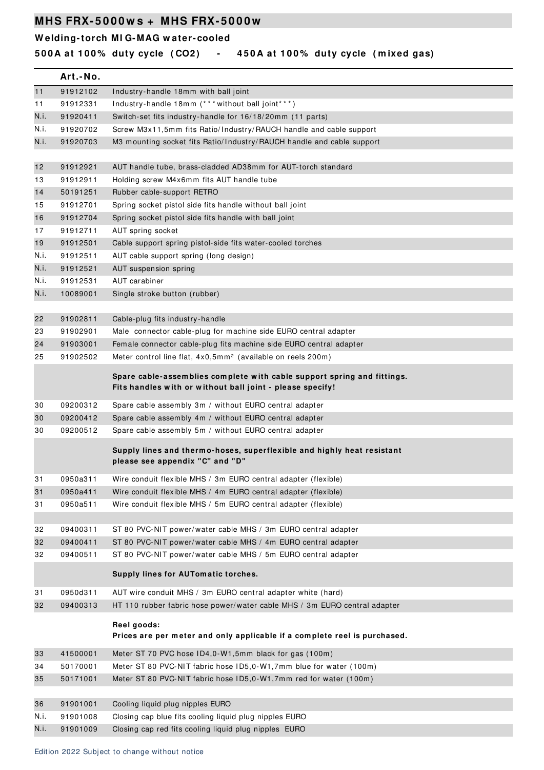# MHS FRX-5000ws + MHS FRX-5000w

### Welding-torch MIG-MAG water-cooled

### 500A at 100% duty cycle ($CO_2$) - 450A at 100% duty cycle (mixed gas)

| | Art.-No. | |
|---|---|---|
| 11 | 91912102 | Industry-handle 18mm with ball joint |
| 11 | 91912331 | Industry-handle 18mm (***without ball joint***) |
| N.i. | 91920411 | Switch-set fits industry-handle for 16/18/20mm (11 parts) |
| N.i. | 91920702 | Screw M3x11,5mm fits Ratio/Industry/RAUCH handle and cable support |
| N.i. | 91920703 | M3 mounting socket fits Ratio/Industry/RAUCH handle and cable support |
| | | |
| 12 | 91912921 | AUT handle tube, brass-cladded AD38mm for AUT-torch standard |
| 13 | 91912911 | Holding screw M4x6mm fits AUT handle tube |
| 14 | 50191251 | Rubber cable-support RETRO |
| 15 | 91912701 | Spring socket pistol side fits handle without ball joint |
| 16 | 91912704 | Spring socket pistol side fits handle with ball joint |
| 17 | 91912711 | AUT spring socket |
| 19 | 91912501 | Cable support spring pistol-side fits water-cooled torches |
| N.i. | 91912511 | AUT cable support spring (long design) |
| N.i. | 91912521 | AUT suspension spring |
| N.i. | 91912531 | AUT carabiner |
| N.i. | 10089001 | Single stroke button (rubber) |
| | | |
| 22 | 91902811 | Cable-plug fits industry-handle |
| 23 | 91902901 | Male connector cable-plug for machine side EURO central adapter |
| 24 | 91903001 | Female connector cable-plug fits machine side EURO central adapter |
| 25 | 91902502 | Meter control line flat, 4x0,5mm² (available on reels 200m) |
| | | **Spare cable-assemblies complete with cable support spring and fittings. Fits handles with or without ball joint - please specify!** |
| 30 | 09200312 | Spare cable assembly 3m / without EURO central adapter |
| 30 | 09200412 | Spare cable assembly 4m / without EURO central adapter |
| 30 | 09200512 | Spare cable assembly 5m / without EURO central adapter |
| | | **Supply lines and thermo-hoses, superflexible and highly heat resistant please see appendix "C" and "D"** |
| 31 | 0950a311 | Wire conduit flexible MHS / 3m EURO central adapter (flexible) |
| 31 | 0950a411 | Wire conduit flexible MHS / 4m EURO central adapter (flexible) |
| 31 | 0950a511 | Wire conduit flexible MHS / 5m EURO central adapter (flexible) |
| | | |
| 32 | 09400311 | ST 80 PVC-NIT power/water cable MHS / 3m EURO central adapter |
| 32 | 09400411 | ST 80 PVC-NIT power/water cable MHS / 4m EURO central adapter |
| 32 | 09400511 | ST 80 PVC-NIT power/water cable MHS / 5m EURO central adapter |
| | | **Supply lines for AUTomatic torches.** |
| 31 | 0950d311 | AUT wire conduit MHS / 3m EURO central adapter white (hard) |
| 32 | 09400313 | HT 110 rubber fabric hose power/water cable MHS / 3m EURO central adapter |
| | | **Reel goods: Prices are per meter and only applicable if a complete reel is purchased.** |
| 33 | 41500001 | Meter ST 70 PVC hose ID4,0-W1,5mm black for gas (100m) |
| 34 | 50170001 | Meter ST 80 PVC-NIT fabric hose ID5,0-W1,7mm blue for water (100m) |
| 35 | 50171001 | Meter ST 80 PVC-NIT fabric hose ID5,0-W1,7mm red for water (100m) |
| | | |
| 36 | 91901001 | Cooling liquid plug nipples EURO |
| N.i. | 91901008 | Closing cap blue fits cooling liquid plug nipples EURO |
| N.i. | 91901009 | Closing cap red fits cooling liquid plug nipples EURO |

Edition 2022 Subject to change without notice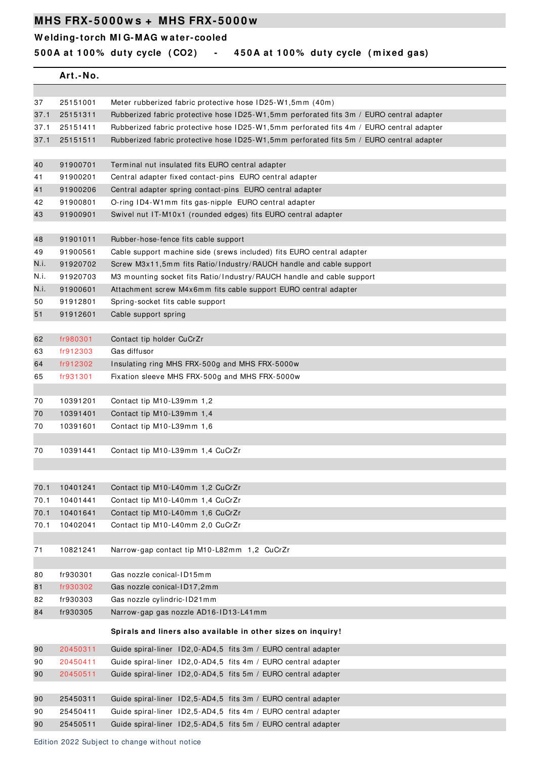# MHS FRX-5000ws + MHS FRX-5000w

## Welding-torch MIG-MAG water-cooled

### 500A at 100% duty cycle (CO2) - 450A at 100% duty cycle (mixed gas)

| | Art.-No. | |
|---|---|---|
| | | |
| 37 | 25151001 | Meter rubberized fabric protective hose ID25-W1,5mm (40m) |
| 37.1 | 25151311 | Rubberized fabric protective hose ID25-W1,5mm perforated fits 3m / EURO central adapter |
| 37.1 | 25151411 | Rubberized fabric protective hose ID25-W1,5mm perforated fits 4m / EURO central adapter |
| 37.1 | 25151511 | Rubberized fabric protective hose ID25-W1,5mm perforated fits 5m / EURO central adapter |
| | | |
| 40 | 91900701 | Terminal nut insulated fits EURO central adapter |
| 41 | 91900201 | Central adapter fixed contact-pins EURO central adapter |
| 41 | 91900206 | Central adapter spring contact-pins EURO central adapter |
| 42 | 91900801 | O-ring ID4-W1mm fits gas-nipple EURO central adapter |
| 43 | 91900901 | Swivel nut IT-M10x1 (rounded edges) fits EURO central adapter |
| | | |
| 48 | 91901011 | Rubber-hose-fence fits cable support |
| 49 | 91900561 | Cable support machine side (srews included) fits EURO central adapter |
| N.i. | 91920702 | Screw M3x11,5mm fits Ratio/Industry/RAUCH handle and cable support |
| N.i. | 91920703 | M3 mounting socket fits Ratio/Industry/RAUCH handle and cable support |
| N.i. | 91900601 | Attachment screw M4x6mm fits cable support EURO central adapter |
| 50 | 91912801 | Spring-socket fits cable support |
| 51 | 91912601 | Cable support spring |
| | | |
| 62 | fr980301 | Contact tip holder CuCrZr |
| 63 | fr912303 | Gas diffusor |
| 64 | fr912302 | Insulating ring MHS FRX-500g and MHS FRX-5000w |
| 65 | fr931301 | Fixation sleeve MHS FRX-500g and MHS FRX-5000w |
| | | |
| 70 | 10391201 | Contact tip M10-L39mm 1,2 |
| 70 | 10391401 | Contact tip M10-L39mm 1,4 |
| 70 | 10391601 | Contact tip M10-L39mm 1,6 |
| | | |
| 70 | 10391441 | Contact tip M10-L39mm 1,4 CuCrZr |
| | | |
| 70.1 | 10401241 | Contact tip M10-L40mm 1,2 CuCrZr |
| 70.1 | 10401441 | Contact tip M10-L40mm 1,4 CuCrZr |
| 70.1 | 10401641 | Contact tip M10-L40mm 1,6 CuCrZr |
| 70.1 | 10402041 | Contact tip M10-L40mm 2,0 CuCrZr |
| | | |
| 71 | 10821241 | Narrow-gap contact tip M10-L82mm 1,2 CuCrZr |
| | | |
| 80 | fr930301 | Gas nozzle conical-ID15mm |
| 81 | fr930302 | Gas nozzle conical-ID17,2mm |
| 82 | fr930303 | Gas nozzle cylindric-ID21mm |
| 84 | fr930305 | Narrow-gap gas nozzle AD16-ID13-L41mm |
| | | **Spirals and liners also available in other sizes on inquiry!** |
| 90 | 20450311 | Guide spiral-liner ID2,0-AD4,5 fits 3m / EURO central adapter |
| 90 | 20450411 | Guide spiral-liner ID2,0-AD4,5 fits 4m / EURO central adapter |
| 90 | 20450511 | Guide spiral-liner ID2,0-AD4,5 fits 5m / EURO central adapter |
| | | |
| 90 | 25450311 | Guide spiral-liner ID2,5-AD4,5 fits 3m / EURO central adapter |
| 90 | 25450411 | Guide spiral-liner ID2,5-AD4,5 fits 4m / EURO central adapter |
| 90 | 25450511 | Guide spiral-liner ID2,5-AD4,5 fits 5m / EURO central adapter |

Edition 2022 Subject to change without notice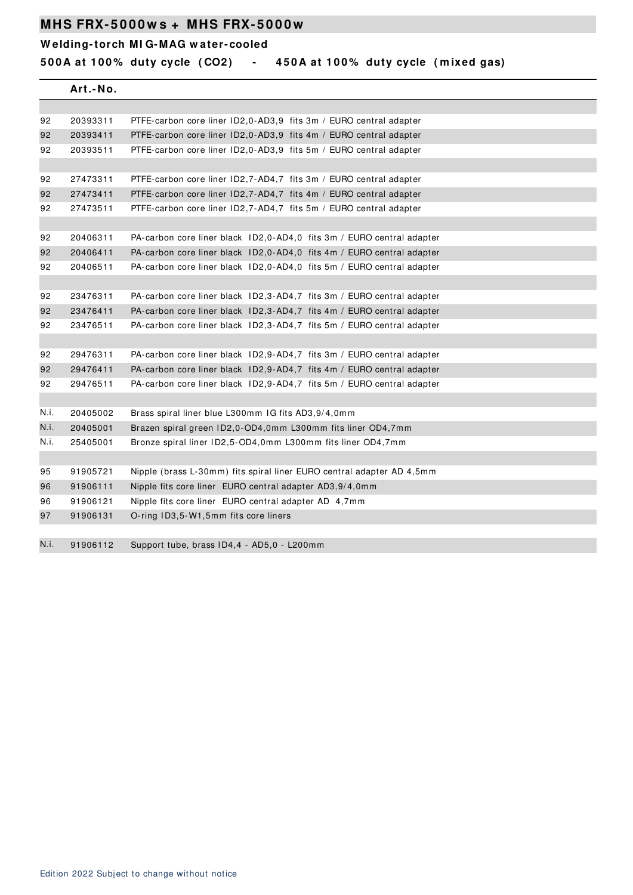## MHS FRX-5000ws + MHS FRX-5000w

### Welding-torch MIG-MAG water-cooled

### 500A at 100% duty cycle ($CO_2$) - 450A at 100% duty cycle (mixed gas)

| | Art.-No. | |
|---|---|---|
| | | |
| 92 | 20393311 | PTFE-carbon core liner ID2,0-AD3,9 fits 3m / EURO central adapter |
| 92 | 20393411 | PTFE-carbon core liner ID2,0-AD3,9 fits 4m / EURO central adapter |
| 92 | 20393511 | PTFE-carbon core liner ID2,0-AD3,9 fits 5m / EURO central adapter |
| | | |
| 92 | 27473311 | PTFE-carbon core liner ID2,7-AD4,7 fits 3m / EURO central adapter |
| 92 | 27473411 | PTFE-carbon core liner ID2,7-AD4,7 fits 4m / EURO central adapter |
| 92 | 27473511 | PTFE-carbon core liner ID2,7-AD4,7 fits 5m / EURO central adapter |
| | | |
| 92 | 20406311 | PA-carbon core liner black ID2,0-AD4,0 fits 3m / EURO central adapter |
| 92 | 20406411 | PA-carbon core liner black ID2,0-AD4,0 fits 4m / EURO central adapter |
| 92 | 20406511 | PA-carbon core liner black ID2,0-AD4,0 fits 5m / EURO central adapter |
| | | |
| 92 | 23476311 | PA-carbon core liner black ID2,3-AD4,7 fits 3m / EURO central adapter |
| 92 | 23476411 | PA-carbon core liner black ID2,3-AD4,7 fits 4m / EURO central adapter |
| 92 | 23476511 | PA-carbon core liner black ID2,3-AD4,7 fits 5m / EURO central adapter |
| | | |
| 92 | 29476311 | PA-carbon core liner black ID2,9-AD4,7 fits 3m / EURO central adapter |
| 92 | 29476411 | PA-carbon core liner black ID2,9-AD4,7 fits 4m / EURO central adapter |
| 92 | 29476511 | PA-carbon core liner black ID2,9-AD4,7 fits 5m / EURO central adapter |
| | | |
| N.i. | 20405002 | Brass spiral liner blue L300mm IG fits AD3,9/4,0mm |
| N.i. | 20405001 | Brazen spiral green ID2,0-OD4,0mm L300mm fits liner OD4,7mm |
| N.i. | 25405001 | Bronze spiral liner ID2,5-OD4,0mm L300mm fits liner OD4,7mm |
| | | |
| 95 | 91905721 | Nipple (brass L-30mm) fits spiral liner EURO central adapter AD 4,5mm |
| 96 | 91906111 | Nipple fits core liner EURO central adapter AD3,9/4,0mm |
| 96 | 91906121 | Nipple fits core liner EURO central adapter AD 4,7mm |
| 97 | 91906131 | O-ring ID3,5-W1,5mm fits core liners |
| | | |
| N.i. | 91906112 | Support tube, brass ID4,4 - AD5,0 - L200mm |

Edition 2022 Subject to change without notice